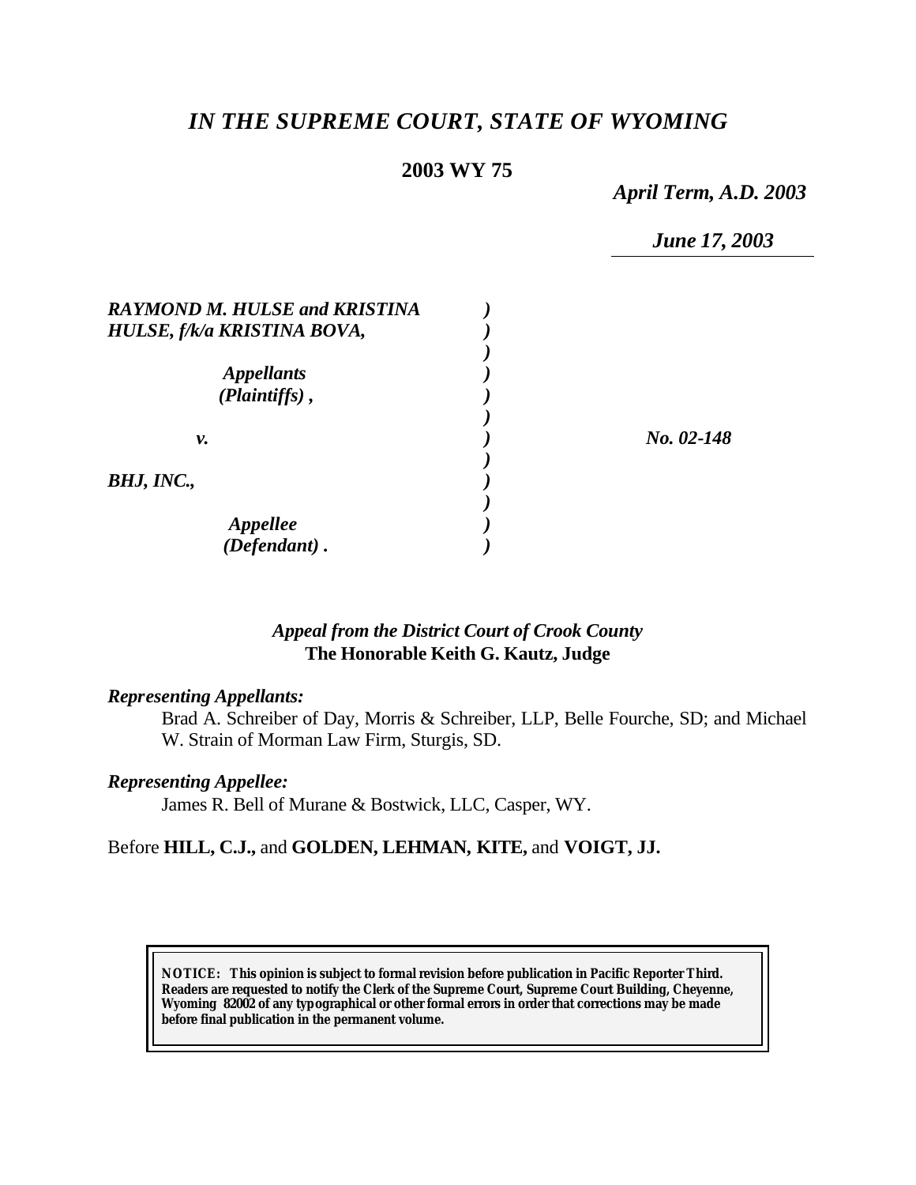# *IN THE SUPREME COURT, STATE OF WYOMING*

**2003 WY 75**

*April Term, A.D. 2003*

*June 17, 2003*

| | | |
|---|---|---|
| ***RAYMOND M. HULSE and KRISTINA HULSE, f/k/a KRISTINA BOVA,*** | ) | |
| ***Appellants (Plaintiffs),*** | ) | |
| ***v.*** | ) | ***No. 02-148*** |
| ***BHJ, INC.,*** | ) | |
| ***Appellee (Defendant).*** | ) | |

***Appeal from the District Court of Crook County***
**The Honorable Keith G. Kautz, Judge**

***Representing Appellants:***

Brad A. Schreiber of Day, Morris & Schreiber, LLP, Belle Fourche, SD; and Michael W. Strain of Morman Law Firm, Sturgis, SD.

***Representing Appellee:***

James R. Bell of Murane & Bostwick, LLC, Casper, WY.

Before **HILL, C.J.,** and **GOLDEN, LEHMAN, KITE,** and **VOIGT, JJ.**

**NOTICE: This opinion is subject to formal revision before publication in Pacific Reporter Third. Readers are requested to notify the Clerk of the Supreme Court, Supreme Court Building, Cheyenne, Wyoming 82002 of any typographical or other formal errors in order that corrections may be made before final publication in the permanent volume.**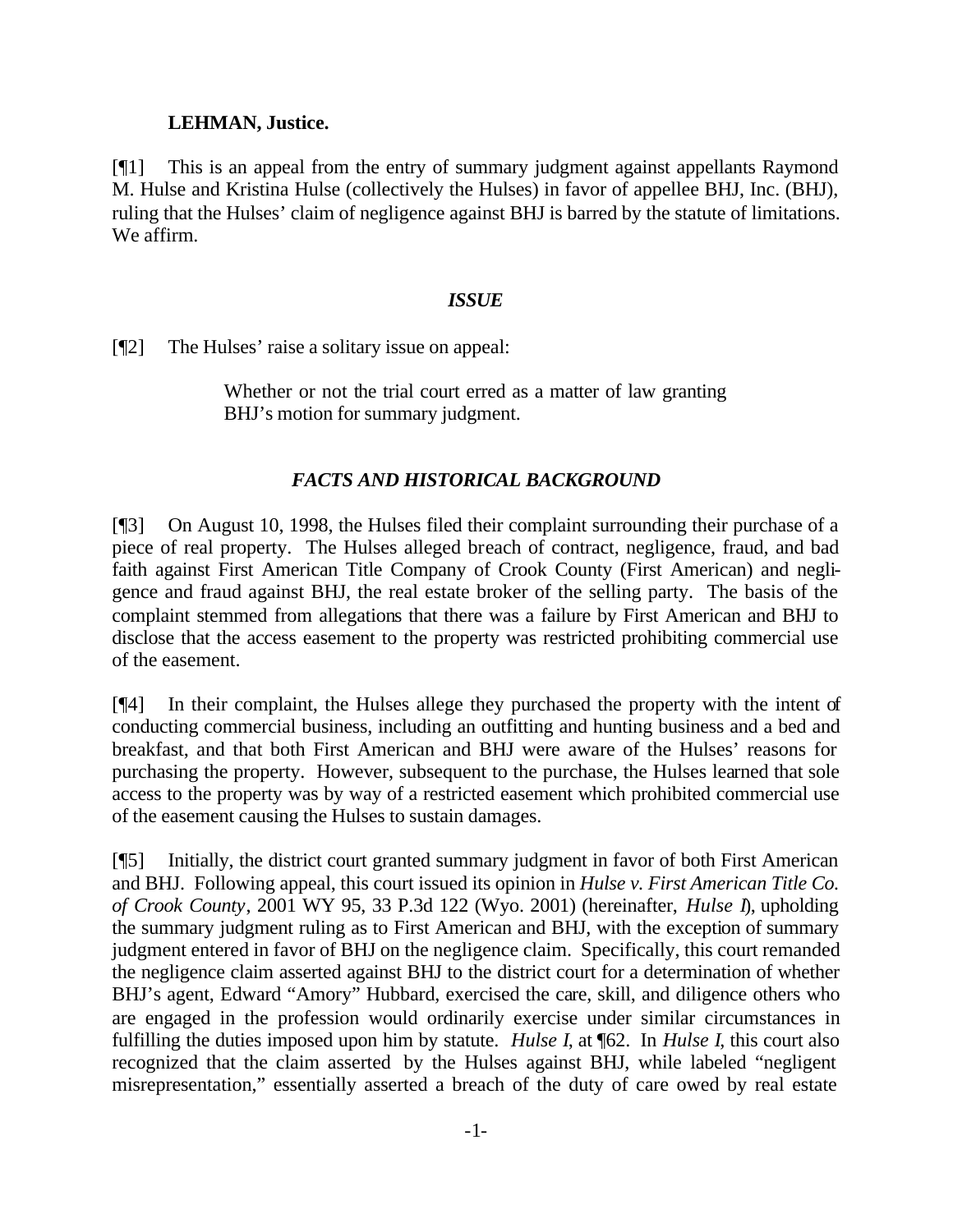**LEHMAN, Justice.**

[¶1] This is an appeal from the entry of summary judgment against appellants Raymond M. Hulse and Kristina Hulse (collectively the Hulses) in favor of appellee BHJ, Inc. (BHJ), ruling that the Hulses' claim of negligence against BHJ is barred by the statute of limitations. We affirm.

### *ISSUE*

[¶2] The Hulses' raise a solitary issue on appeal:

> Whether or not the trial court erred as a matter of law granting BHJ's motion for summary judgment.

### *FACTS AND HISTORICAL BACKGROUND*

[¶3] On August 10, 1998, the Hulses filed their complaint surrounding their purchase of a piece of real property. The Hulses alleged breach of contract, negligence, fraud, and bad faith against First American Title Company of Crook County (First American) and negligence and fraud against BHJ, the real estate broker of the selling party. The basis of the complaint stemmed from allegations that there was a failure by First American and BHJ to disclose that the access easement to the property was restricted prohibiting commercial use of the easement.

[¶4] In their complaint, the Hulses allege they purchased the property with the intent of conducting commercial business, including an outfitting and hunting business and a bed and breakfast, and that both First American and BHJ were aware of the Hulses' reasons for purchasing the property. However, subsequent to the purchase, the Hulses learned that sole access to the property was by way of a restricted easement which prohibited commercial use of the easement causing the Hulses to sustain damages.

[¶5] Initially, the district court granted summary judgment in favor of both First American and BHJ. Following appeal, this court issued its opinion in *Hulse v. First American Title Co. of Crook County*, 2001 WY 95, 33 P.3d 122 (Wyo. 2001) (hereinafter, *Hulse I*), upholding the summary judgment ruling as to First American and BHJ, with the exception of summary judgment entered in favor of BHJ on the negligence claim. Specifically, this court remanded the negligence claim asserted against BHJ to the district court for a determination of whether BHJ's agent, Edward "Amory" Hubbard, exercised the care, skill, and diligence others who are engaged in the profession would ordinarily exercise under similar circumstances in fulfilling the duties imposed upon him by statute. *Hulse I*, at ¶62. In *Hulse I*, this court also recognized that the claim asserted by the Hulses against BHJ, while labeled "negligent misrepresentation," essentially asserted a breach of the duty of care owed by real estate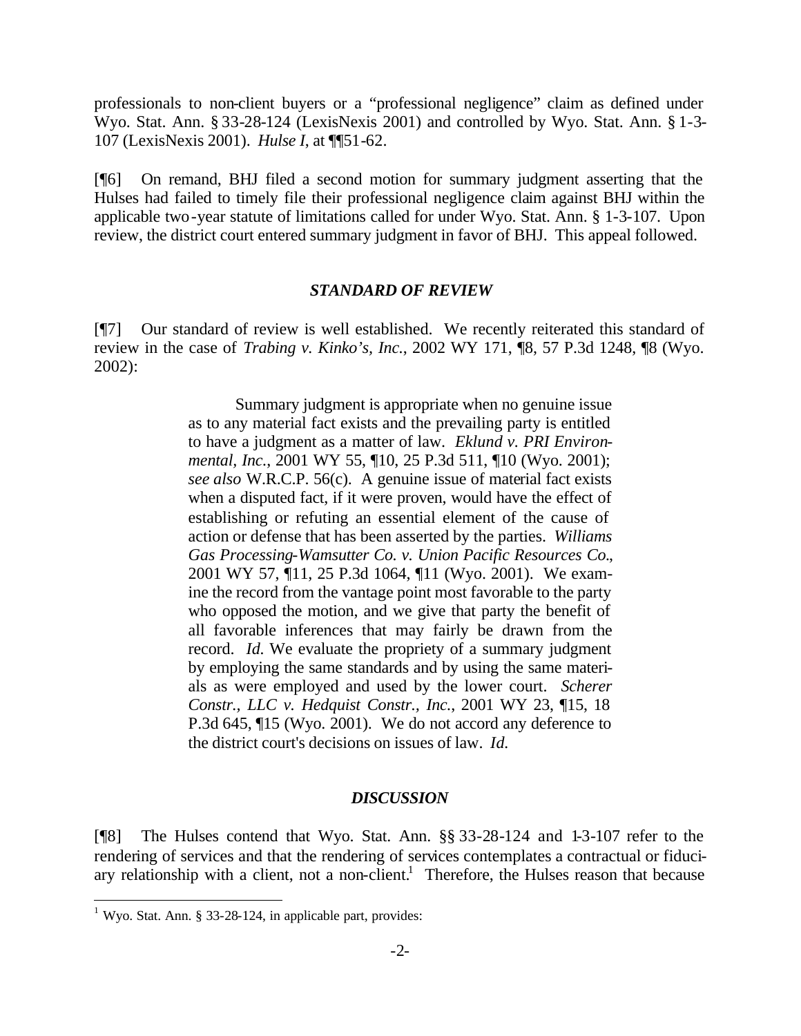professionals to non-client buyers or a "professional negligence" claim as defined under Wyo. Stat. Ann. § 33-28-124 (LexisNexis 2001) and controlled by Wyo. Stat. Ann. § 1-3-107 (LexisNexis 2001). *Hulse I*, at ¶¶51-62.

[¶6] On remand, BHJ filed a second motion for summary judgment asserting that the Hulses had failed to timely file their professional negligence claim against BHJ within the applicable two-year statute of limitations called for under Wyo. Stat. Ann. § 1-3-107. Upon review, the district court entered summary judgment in favor of BHJ. This appeal followed.

## *STANDARD OF REVIEW*

[¶7] Our standard of review is well established. We recently reiterated this standard of review in the case of *Trabing v. Kinko's, Inc.*, 2002 WY 171, ¶8, 57 P.3d 1248, ¶8 (Wyo. 2002):

> Summary judgment is appropriate when no genuine issue as to any material fact exists and the prevailing party is entitled to have a judgment as a matter of law. *Eklund v. PRI Environmental, Inc.*, 2001 WY 55, ¶10, 25 P.3d 511, ¶10 (Wyo. 2001); *see also* W.R.C.P. 56(c). A genuine issue of material fact exists when a disputed fact, if it were proven, would have the effect of establishing or refuting an essential element of the cause of action or defense that has been asserted by the parties. *Williams Gas Processing-Wamsutter Co. v. Union Pacific Resources Co.*, 2001 WY 57, ¶11, 25 P.3d 1064, ¶11 (Wyo. 2001). We examine the record from the vantage point most favorable to the party who opposed the motion, and we give that party the benefit of all favorable inferences that may fairly be drawn from the record. *Id.* We evaluate the propriety of a summary judgment by employing the same standards and by using the same materials as were employed and used by the lower court. *Scherer Constr., LLC v. Hedquist Constr., Inc.*, 2001 WY 23, ¶15, 18 P.3d 645, ¶15 (Wyo. 2001). We do not accord any deference to the district court's decisions on issues of law. *Id.*

## *DISCUSSION*

[¶8] The Hulses contend that Wyo. Stat. Ann. §§ 33-28-124 and 1-3-107 refer to the rendering of services and that the rendering of services contemplates a contractual or fiduciary relationship with a client, not a non-client.[1] Therefore, the Hulses reason that because

---

[1] Wyo. Stat. Ann. § 33-28-124, in applicable part, provides: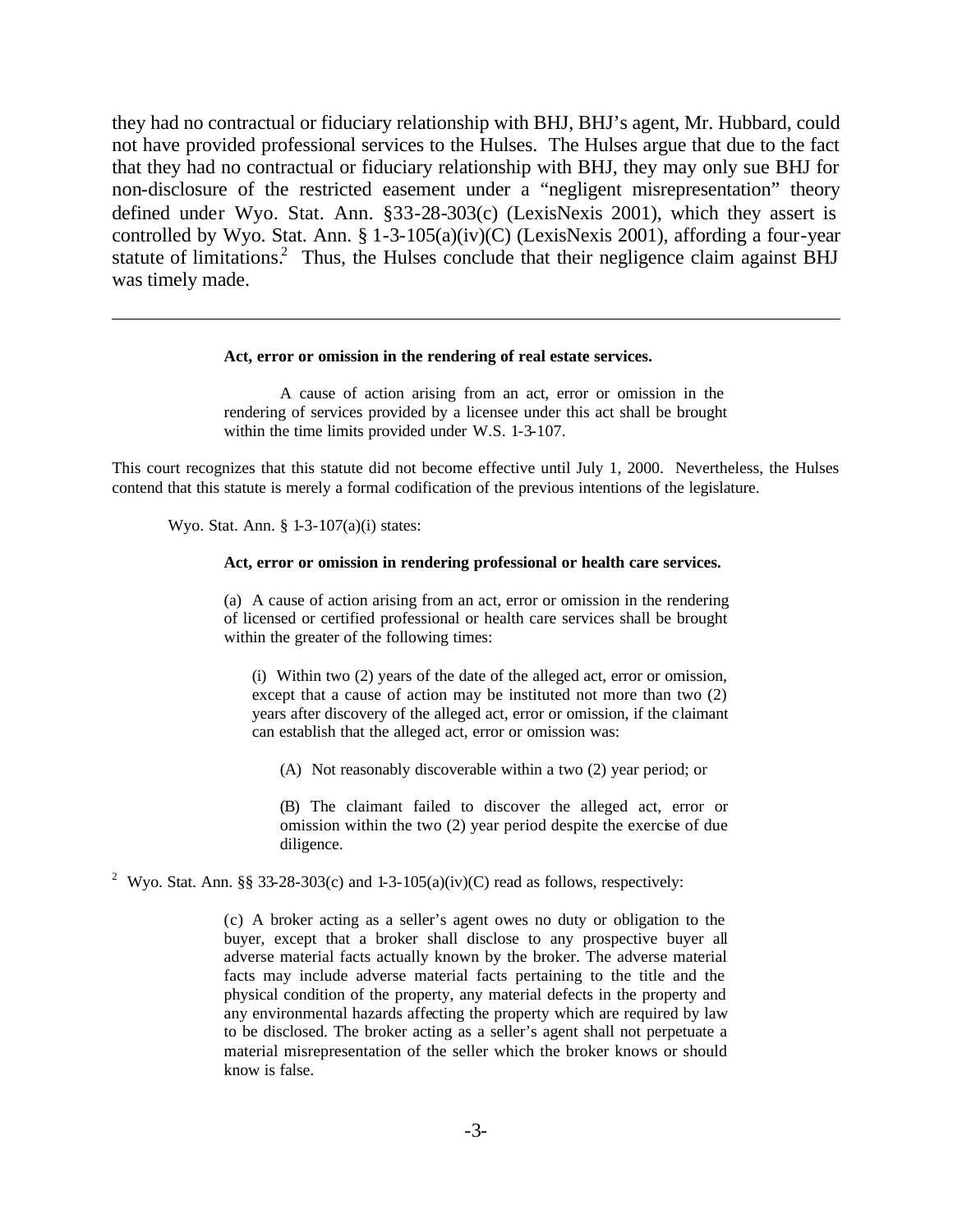they had no contractual or fiduciary relationship with BHJ, BHJ's agent, Mr. Hubbard, could not have provided professional services to the Hulses. The Hulses argue that due to the fact that they had no contractual or fiduciary relationship with BHJ, they may only sue BHJ for non-disclosure of the restricted easement under a "negligent misrepresentation" theory defined under Wyo. Stat. Ann. §33-28-303(c) (LexisNexis 2001), which they assert is controlled by Wyo. Stat. Ann. § 1-3-105(a)(iv)(C) (LexisNexis 2001), affording a four-year statute of limitations.[2] Thus, the Hulses conclude that their negligence claim against BHJ was timely made.

---

> **Act, error or omission in the rendering of real estate services.**
>
> A cause of action arising from an act, error or omission in the rendering of services provided by a licensee under this act shall be brought within the time limits provided under W.S. 1-3-107.

This court recognizes that this statute did not become effective until July 1, 2000. Nevertheless, the Hulses contend that this statute is merely a formal codification of the previous intentions of the legislature.

Wyo. Stat. Ann. § 1-3-107(a)(i) states:

> **Act, error or omission in rendering professional or health care services.**
>
> (a) A cause of action arising from an act, error or omission in the rendering of licensed or certified professional or health care services shall be brought within the greater of the following times:
>
> (i) Within two (2) years of the date of the alleged act, error or omission, except that a cause of action may be instituted not more than two (2) years after discovery of the alleged act, error or omission, if the claimant can establish that the alleged act, error or omission was:
>
> (A) Not reasonably discoverable within a two (2) year period; or
>
> (B) The claimant failed to discover the alleged act, error or omission within the two (2) year period despite the exercise of due diligence.

[2] Wyo. Stat. Ann. §§ 33-28-303(c) and 1-3-105(a)(iv)(C) read as follows, respectively:

> (c) A broker acting as a seller's agent owes no duty or obligation to the buyer, except that a broker shall disclose to any prospective buyer all adverse material facts actually known by the broker. The adverse material facts may include adverse material facts pertaining to the title and the physical condition of the property, any material defects in the property and any environmental hazards affecting the property which are required by law to be disclosed. The broker acting as a seller's agent shall not perpetuate a material misrepresentation of the seller which the broker knows or should know is false.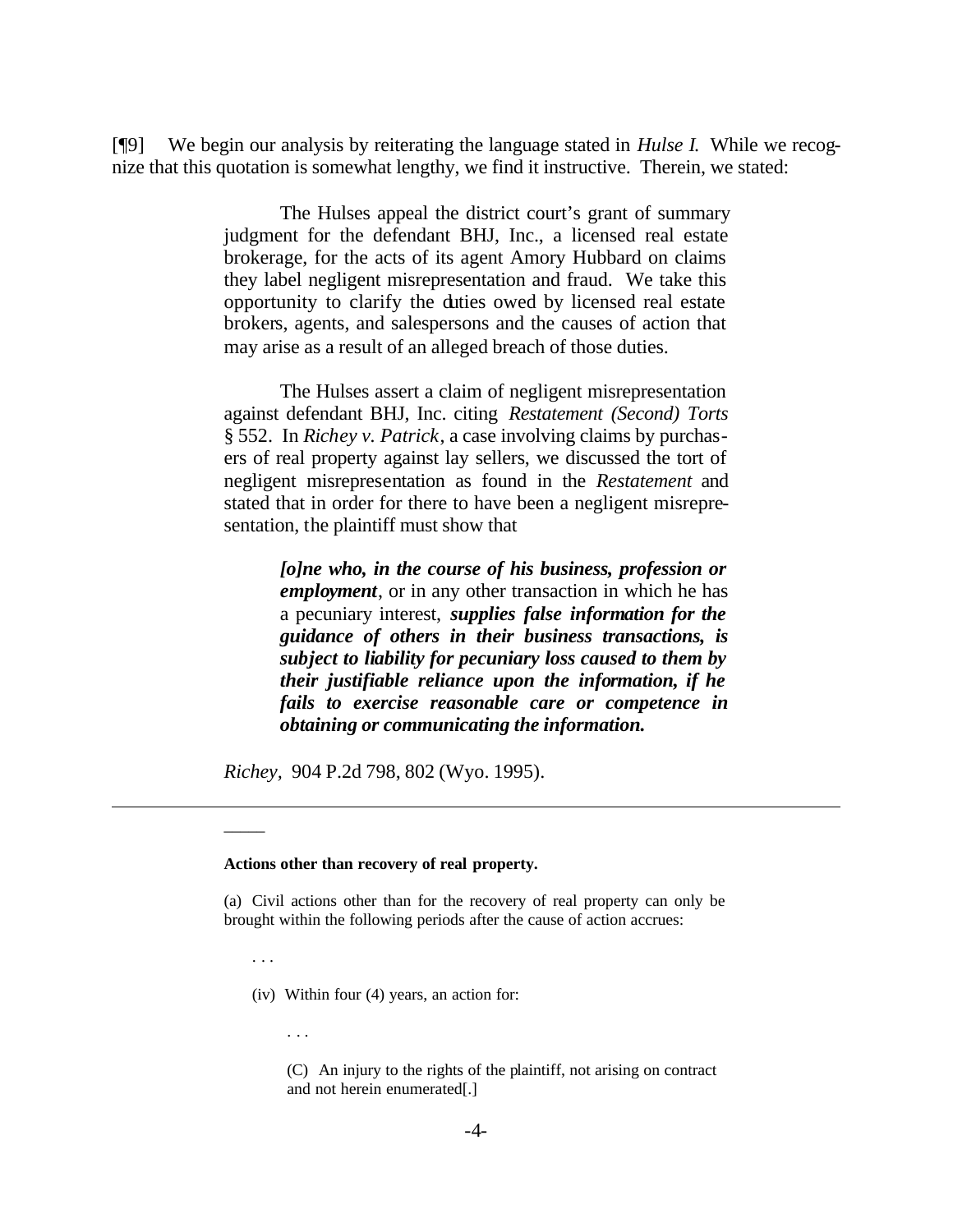[¶9] We begin our analysis by reiterating the language stated in *Hulse I.* While we recognize that this quotation is somewhat lengthy, we find it instructive. Therein, we stated:

> The Hulses appeal the district court's grant of summary judgment for the defendant BHJ, Inc., a licensed real estate brokerage, for the acts of its agent Amory Hubbard on claims they label negligent misrepresentation and fraud. We take this opportunity to clarify the duties owed by licensed real estate brokers, agents, and salespersons and the causes of action that may arise as a result of an alleged breach of those duties.
>
> The Hulses assert a claim of negligent misrepresentation against defendant BHJ, Inc. citing *Restatement (Second) Torts* § 552. In *Richey v. Patrick*, a case involving claims by purchasers of real property against lay sellers, we discussed the tort of negligent misrepresentation as found in the *Restatement* and stated that in order for there to have been a negligent misrepresentation, the plaintiff must show that
>
> > ***[o]ne who, in the course of his business, profession or employment***, or in any other transaction in which he has a pecuniary interest, ***supplies false information for the guidance of others in their business transactions, is subject to liability for pecuniary loss caused to them by their justifiable reliance upon the information, if he fails to exercise reasonable care or competence in obtaining or communicating the information.***
>
> *Richey*, 904 P.2d 798, 802 (Wyo. 1995).

---

**Actions other than recovery of real property.**

(a) Civil actions other than for the recovery of real property can only be brought within the following periods after the cause of action accrues:

. . .

(iv) Within four (4) years, an action for:

. . .

(C) An injury to the rights of the plaintiff, not arising on contract and not herein enumerated[.]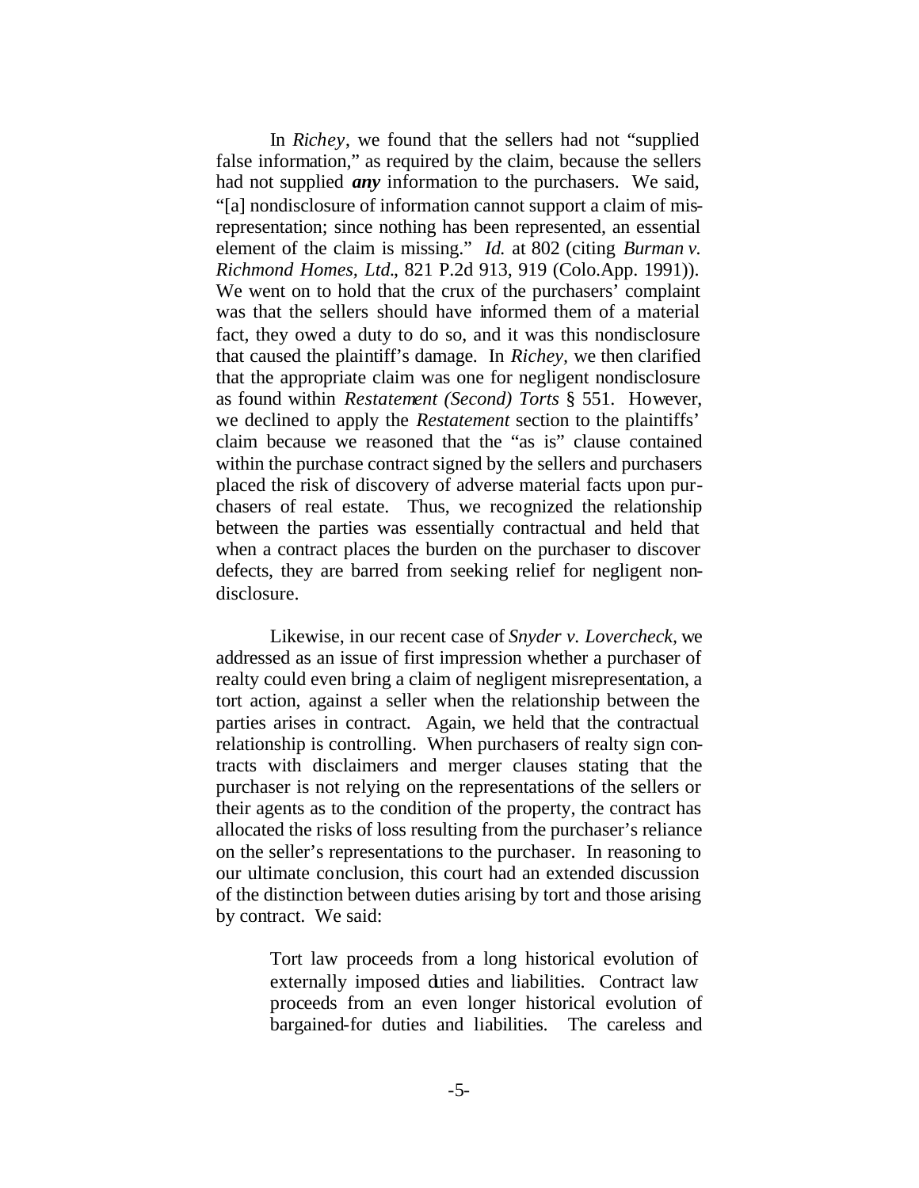In *Richey*, we found that the sellers had not "supplied false information," as required by the claim, because the sellers had not supplied ***any*** information to the purchasers. We said, "[a] nondisclosure of information cannot support a claim of misrepresentation; since nothing has been represented, an essential element of the claim is missing." *Id.* at 802 (citing *Burman v. Richmond Homes, Ltd.*, 821 P.2d 913, 919 (Colo.App. 1991)). We went on to hold that the crux of the purchasers' complaint was that the sellers should have informed them of a material fact, they owed a duty to do so, and it was this nondisclosure that caused the plaintiff's damage. In *Richey*, we then clarified that the appropriate claim was one for negligent nondisclosure as found within *Restatement (Second) Torts* § 551. However, we declined to apply the *Restatement* section to the plaintiffs' claim because we reasoned that the "as is" clause contained within the purchase contract signed by the sellers and purchasers placed the risk of discovery of adverse material facts upon purchasers of real estate. Thus, we recognized the relationship between the parties was essentially contractual and held that when a contract places the burden on the purchaser to discover defects, they are barred from seeking relief for negligent nondisclosure.

Likewise, in our recent case of *Snyder v. Lovercheck*, we addressed as an issue of first impression whether a purchaser of realty could even bring a claim of negligent misrepresentation, a tort action, against a seller when the relationship between the parties arises in contract. Again, we held that the contractual relationship is controlling. When purchasers of realty sign contracts with disclaimers and merger clauses stating that the purchaser is not relying on the representations of the sellers or their agents as to the condition of the property, the contract has allocated the risks of loss resulting from the purchaser's reliance on the seller's representations to the purchaser. In reasoning to our ultimate conclusion, this court had an extended discussion of the distinction between duties arising by tort and those arising by contract. We said:

> Tort law proceeds from a long historical evolution of externally imposed duties and liabilities. Contract law proceeds from an even longer historical evolution of bargained-for duties and liabilities. The careless and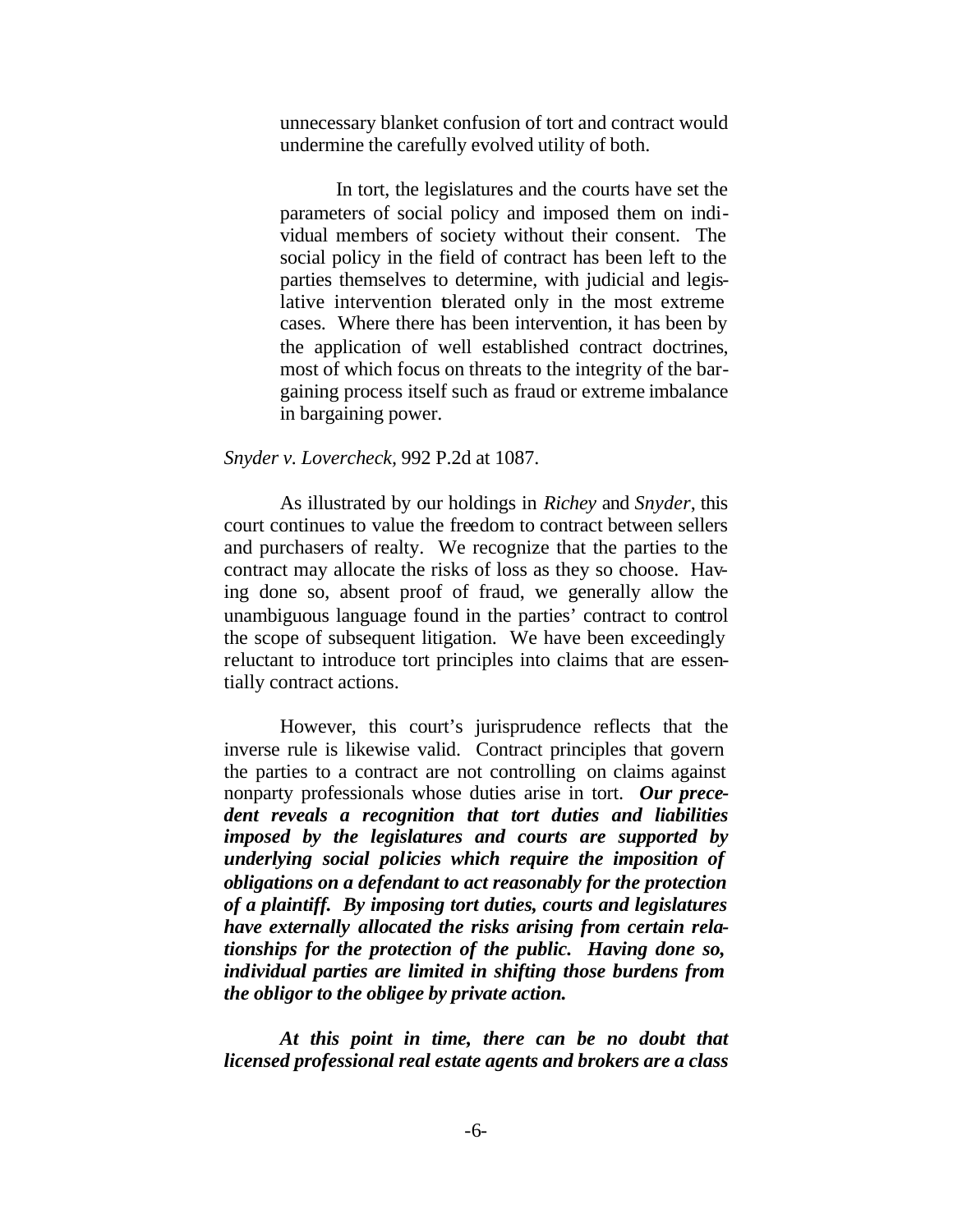> unnecessary blanket confusion of tort and contract would undermine the carefully evolved utility of both.
>
> In tort, the legislatures and the courts have set the parameters of social policy and imposed them on individual members of society without their consent. The social policy in the field of contract has been left to the parties themselves to determine, with judicial and legislative intervention tolerated only in the most extreme cases. Where there has been intervention, it has been by the application of well established contract doctrines, most of which focus on threats to the integrity of the bargaining process itself such as fraud or extreme imbalance in bargaining power.

*Snyder v. Lovercheck*, 992 P.2d at 1087.

As illustrated by our holdings in *Richey* and *Snyder*, this court continues to value the freedom to contract between sellers and purchasers of realty. We recognize that the parties to the contract may allocate the risks of loss as they so choose. Having done so, absent proof of fraud, we generally allow the unambiguous language found in the parties' contract to control the scope of subsequent litigation. We have been exceedingly reluctant to introduce tort principles into claims that are essentially contract actions.

However, this court's jurisprudence reflects that the inverse rule is likewise valid. Contract principles that govern the parties to a contract are not controlling on claims against nonparty professionals whose duties arise in tort. ***Our precedent reveals a recognition that tort duties and liabilities imposed by the legislatures and courts are supported by underlying social policies which require the imposition of obligations on a defendant to act reasonably for the protection of a plaintiff. By imposing tort duties, courts and legislatures have externally allocated the risks arising from certain relationships for the protection of the public. Having done so, individual parties are limited in shifting those burdens from the obligor to the obligee by private action.***

***At this point in time, there can be no doubt that licensed professional real estate agents and brokers are a class***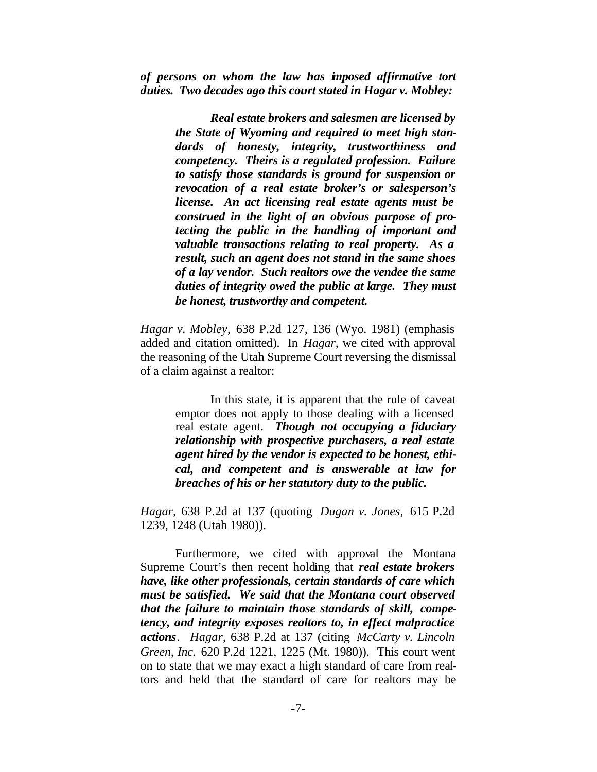***of persons on whom the law has imposed affirmative tort duties. Two decades ago this court stated in Hagar v. Mobley:***

> ***Real estate brokers and salesmen are licensed by the State of Wyoming and required to meet high standards of honesty, integrity, trustworthiness and competency. Theirs is a regulated profession. Failure to satisfy those standards is ground for suspension or revocation of a real estate broker's or salesperson's license. An act licensing real estate agents must be construed in the light of an obvious purpose of protecting the public in the handling of important and valuable transactions relating to real property. As a result, such an agent does not stand in the same shoes of a lay vendor. Such realtors owe the vendee the same duties of integrity owed the public at large. They must be honest, trustworthy and competent.***

*Hagar v. Mobley,* 638 P.2d 127, 136 (Wyo. 1981) (emphasis added and citation omitted). In *Hagar*, we cited with approval the reasoning of the Utah Supreme Court reversing the dismissal of a claim against a realtor:

> In this state, it is apparent that the rule of caveat emptor does not apply to those dealing with a licensed real estate agent. ***Though not occupying a fiduciary relationship with prospective purchasers, a real estate agent hired by the vendor is expected to be honest, ethical, and competent and is answerable at law for breaches of his or her statutory duty to the public.***

*Hagar*, 638 P.2d at 137 (quoting *Dugan v. Jones,* 615 P.2d 1239, 1248 (Utah 1980)).

Furthermore, we cited with approval the Montana Supreme Court's then recent holding that ***real estate brokers have, like other professionals, certain standards of care which must be satisfied. We said that the Montana court observed that the failure to maintain those standards of skill, competency, and integrity exposes realtors to, in effect malpractice actions***. *Hagar*, 638 P.2d at 137 (citing *McCarty v. Lincoln Green, Inc.* 620 P.2d 1221, 1225 (Mt. 1980)). This court went on to state that we may exact a high standard of care from realtors and held that the standard of care for realtors may be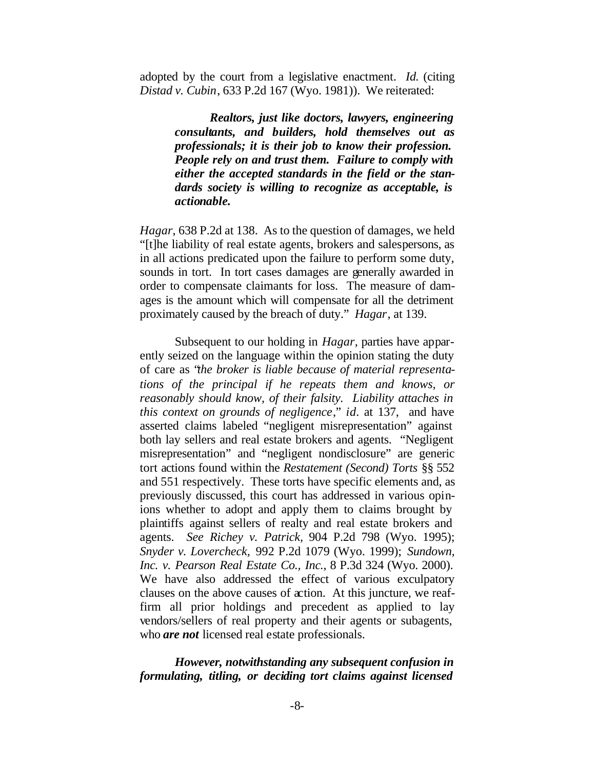adopted by the court from a legislative enactment. *Id.* (citing *Distad v. Cubin*, 633 P.2d 167 (Wyo. 1981)). We reiterated:

> ***Realtors, just like doctors, lawyers, engineering consultants, and builders, hold themselves out as professionals; it is their job to know their profession. People rely on and trust them. Failure to comply with either the accepted standards in the field or the standards society is willing to recognize as acceptable, is actionable.***

*Hagar*, 638 P.2d at 138. As to the question of damages, we held "[t]he liability of real estate agents, brokers and salespersons, as in all actions predicated upon the failure to perform some duty, sounds in tort. In tort cases damages are generally awarded in order to compensate claimants for loss. The measure of damages is the amount which will compensate for all the detriment proximately caused by the breach of duty." *Hagar*, at 139.

Subsequent to our holding in *Hagar*, parties have apparently seized on the language within the opinion stating the duty of care as "*the broker is liable because of material representations of the principal if he repeats them and knows, or reasonably should know, of their falsity. Liability attaches in this context on grounds of negligence*," *id*. at 137, and have asserted claims labeled "negligent misrepresentation" against both lay sellers and real estate brokers and agents. "Negligent misrepresentation" and "negligent nondisclosure" are generic tort actions found within the *Restatement (Second) Torts* §§ 552 and 551 respectively. These torts have specific elements and, as previously discussed, this court has addressed in various opinions whether to adopt and apply them to claims brought by plaintiffs against sellers of realty and real estate brokers and agents. *See Richey v. Patrick*, 904 P.2d 798 (Wyo. 1995); *Snyder v. Lovercheck*, 992 P.2d 1079 (Wyo. 1999); *Sundown, Inc. v. Pearson Real Estate Co., Inc.*, 8 P.3d 324 (Wyo. 2000). We have also addressed the effect of various exculpatory clauses on the above causes of action. At this juncture, we reaffirm all prior holdings and precedent as applied to lay vendors/sellers of real property and their agents or subagents, who ***are not*** licensed real estate professionals.

***However, notwithstanding any subsequent confusion in formulating, titling, or deciding tort claims against licensed***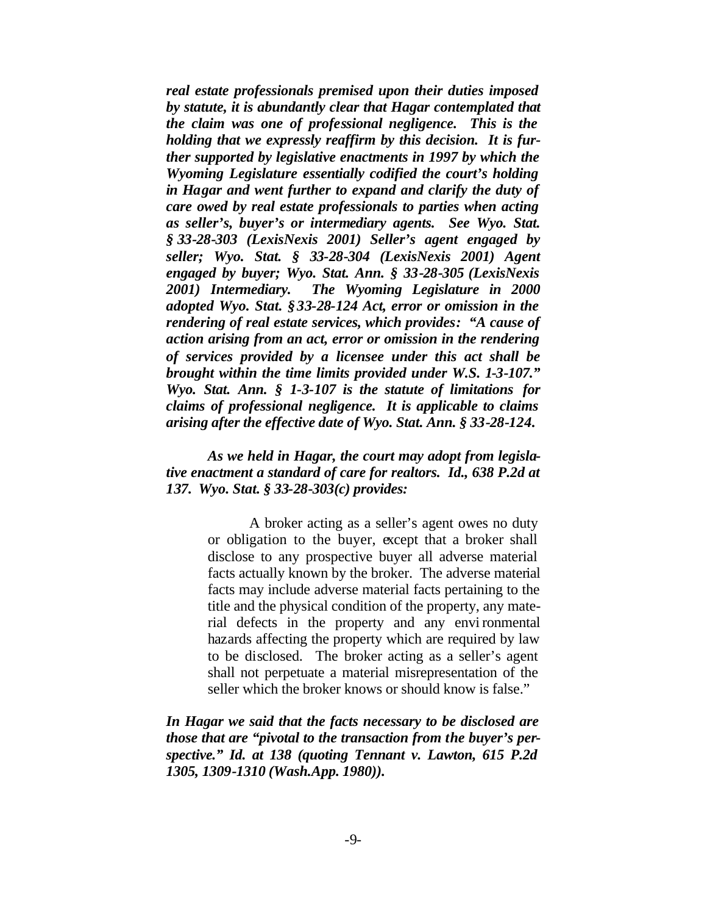***real estate professionals premised upon their duties imposed by statute, it is abundantly clear that Hagar contemplated that the claim was one of professional negligence. This is the holding that we expressly reaffirm by this decision. It is further supported by legislative enactments in 1997 by which the Wyoming Legislature essentially codified the court's holding in Hagar and went further to expand and clarify the duty of care owed by real estate professionals to parties when acting as seller's, buyer's or intermediary agents. See Wyo. Stat. § 33-28-303 (LexisNexis 2001) Seller's agent engaged by seller; Wyo. Stat. § 33-28-304 (LexisNexis 2001) Agent engaged by buyer; Wyo. Stat. Ann. § 33-28-305 (LexisNexis 2001) Intermediary. The Wyoming Legislature in 2000 adopted Wyo. Stat. § 33-28-124 Act, error or omission in the rendering of real estate services, which provides: "A cause of action arising from an act, error or omission in the rendering of services provided by a licensee under this act shall be brought within the time limits provided under W.S. 1-3-107." Wyo. Stat. Ann. § 1-3-107 is the statute of limitations for claims of professional negligence. It is applicable to claims arising after the effective date of Wyo. Stat. Ann. § 33-28-124.***

***As we held in Hagar, the court may adopt from legislative enactment a standard of care for realtors. Id., 638 P.2d at 137. Wyo. Stat. § 33-28-303(c) provides:***

> A broker acting as a seller's agent owes no duty or obligation to the buyer, except that a broker shall disclose to any prospective buyer all adverse material facts actually known by the broker. The adverse material facts may include adverse material facts pertaining to the title and the physical condition of the property, any material defects in the property and any environmental hazards affecting the property which are required by law to be disclosed. The broker acting as a seller's agent shall not perpetuate a material misrepresentation of the seller which the broker knows or should know is false."

***In Hagar we said that the facts necessary to be disclosed are those that are "pivotal to the transaction from the buyer's perspective." Id. at 138 (quoting Tennant v. Lawton, 615 P.2d 1305, 1309-1310 (Wash.App. 1980)).***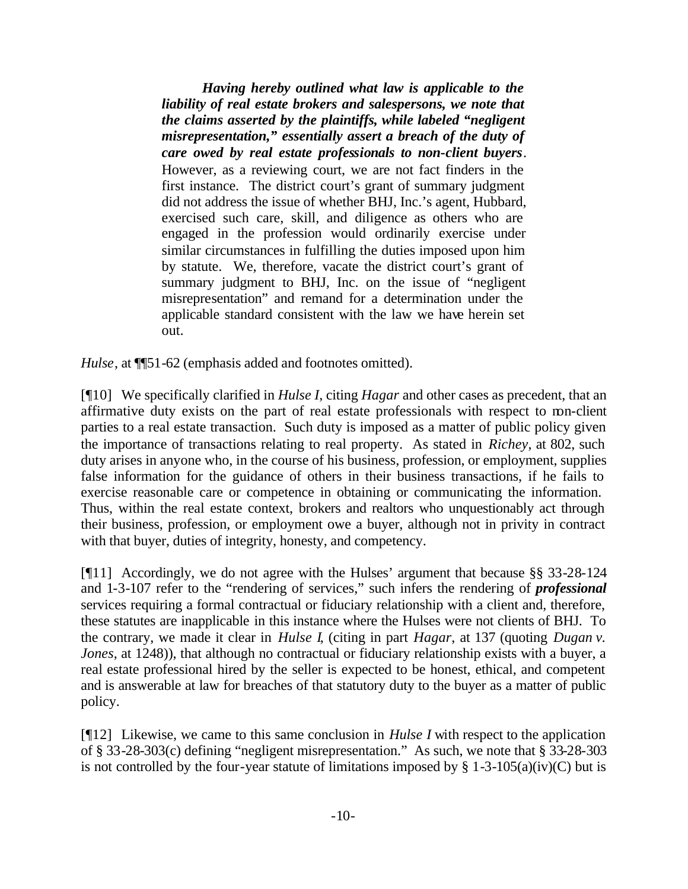> ***Having hereby outlined what law is applicable to the liability of real estate brokers and salespersons, we note that the claims asserted by the plaintiffs, while labeled "negligent misrepresentation," essentially assert a breach of the duty of care owed by real estate professionals to non-client buyers***. However, as a reviewing court, we are not fact finders in the first instance. The district court's grant of summary judgment did not address the issue of whether BHJ, Inc.'s agent, Hubbard, exercised such care, skill, and diligence as others who are engaged in the profession would ordinarily exercise under similar circumstances in fulfilling the duties imposed upon him by statute. We, therefore, vacate the district court's grant of summary judgment to BHJ, Inc. on the issue of "negligent misrepresentation" and remand for a determination under the applicable standard consistent with the law we have herein set out.

*Hulse*, at ¶¶51-62 (emphasis added and footnotes omitted).

[¶10] We specifically clarified in *Hulse I*, citing *Hagar* and other cases as precedent, that an affirmative duty exists on the part of real estate professionals with respect to non-client parties to a real estate transaction. Such duty is imposed as a matter of public policy given the importance of transactions relating to real property. As stated in *Richey*, at 802, such duty arises in anyone who, in the course of his business, profession, or employment, supplies false information for the guidance of others in their business transactions, if he fails to exercise reasonable care or competence in obtaining or communicating the information. Thus, within the real estate context, brokers and realtors who unquestionably act through their business, profession, or employment owe a buyer, although not in privity in contract with that buyer, duties of integrity, honesty, and competency.

[¶11] Accordingly, we do not agree with the Hulses' argument that because §§ 33-28-124 and 1-3-107 refer to the "rendering of services," such infers the rendering of ***professional*** services requiring a formal contractual or fiduciary relationship with a client and, therefore, these statutes are inapplicable in this instance where the Hulses were not clients of BHJ. To the contrary, we made it clear in *Hulse I*, (citing in part *Hagar*, at 137 (quoting *Dugan v. Jones*, at 1248)), that although no contractual or fiduciary relationship exists with a buyer, a real estate professional hired by the seller is expected to be honest, ethical, and competent and is answerable at law for breaches of that statutory duty to the buyer as a matter of public policy.

[¶12] Likewise, we came to this same conclusion in *Hulse I* with respect to the application of § 33-28-303(c) defining "negligent misrepresentation." As such, we note that § 33-28-303 is not controlled by the four-year statute of limitations imposed by § 1-3-105(a)(iv)(C) but is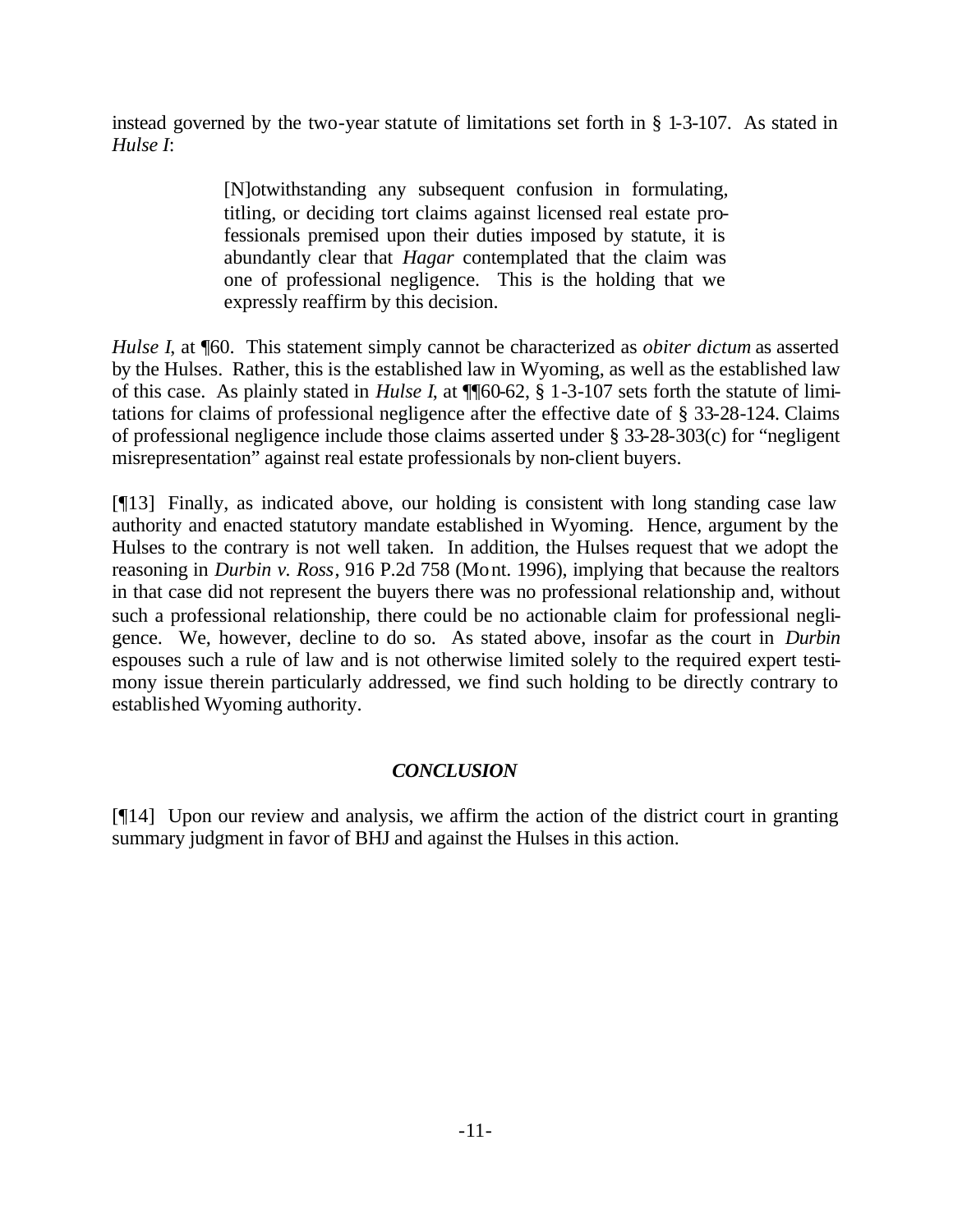instead governed by the two-year statute of limitations set forth in § 1-3-107. As stated in *Hulse I*:

> [N]otwithstanding any subsequent confusion in formulating, titling, or deciding tort claims against licensed real estate professionals premised upon their duties imposed by statute, it is abundantly clear that *Hagar* contemplated that the claim was one of professional negligence. This is the holding that we expressly reaffirm by this decision.

*Hulse I*, at ¶60. This statement simply cannot be characterized as *obiter dictum* as asserted by the Hulses. Rather, this is the established law in Wyoming, as well as the established law of this case. As plainly stated in *Hulse I*, at ¶¶60-62, § 1-3-107 sets forth the statute of limitations for claims of professional negligence after the effective date of § 33-28-124. Claims of professional negligence include those claims asserted under § 33-28-303(c) for "negligent misrepresentation" against real estate professionals by non-client buyers.

[¶13] Finally, as indicated above, our holding is consistent with long standing case law authority and enacted statutory mandate established in Wyoming. Hence, argument by the Hulses to the contrary is not well taken. In addition, the Hulses request that we adopt the reasoning in *Durbin v. Ross*, 916 P.2d 758 (Mont. 1996), implying that because the realtors in that case did not represent the buyers there was no professional relationship and, without such a professional relationship, there could be no actionable claim for professional negligence. We, however, decline to do so. As stated above, insofar as the court in *Durbin* espouses such a rule of law and is not otherwise limited solely to the required expert testimony issue therein particularly addressed, we find such holding to be directly contrary to established Wyoming authority.

## *CONCLUSION*

[¶14] Upon our review and analysis, we affirm the action of the district court in granting summary judgment in favor of BHJ and against the Hulses in this action.